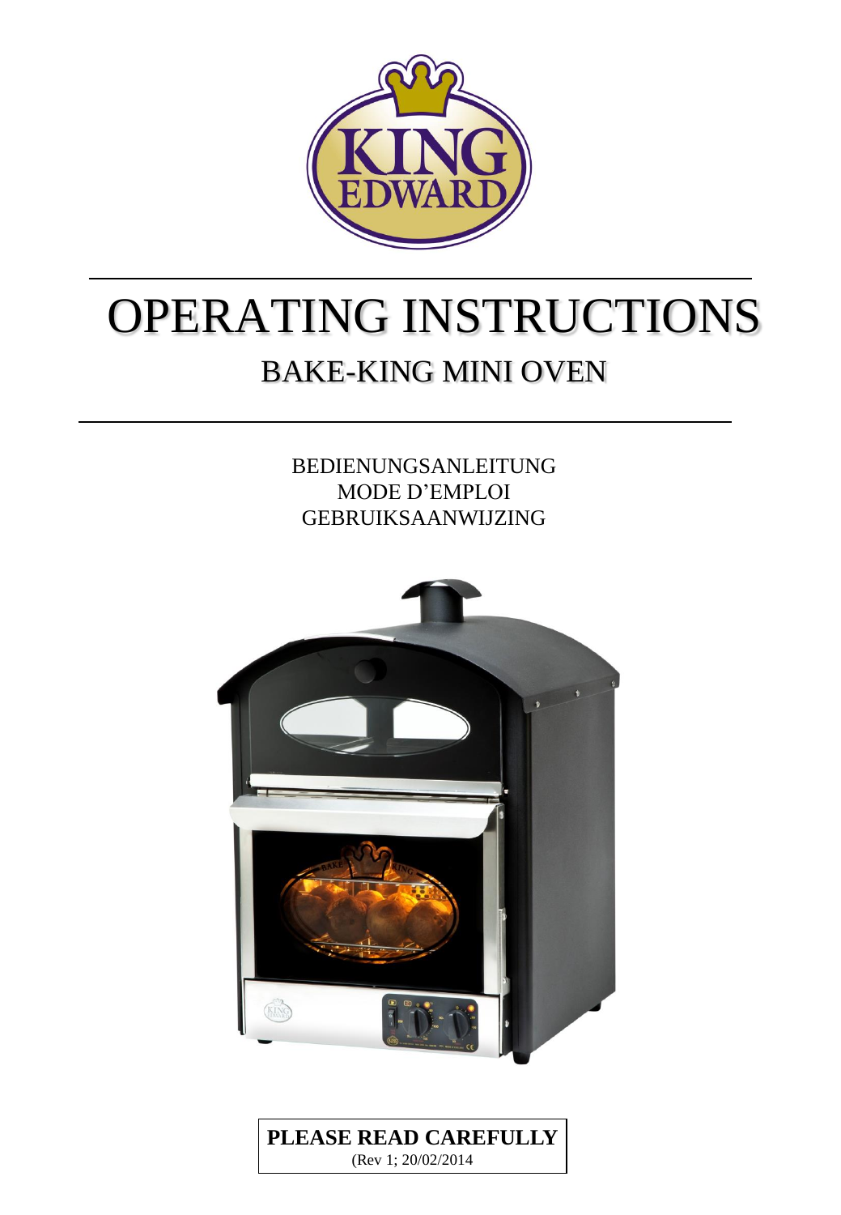# OPERATING INSTRUCTIONS

## BAKE-KING MINI OVEN

BEDIENUNGSANLEITUNG
MODE D'EMPLOI
GEBRUIKSAANWIJZING

**PLEASE READ CAREFULLY**
(Rev 1; 20/02/2014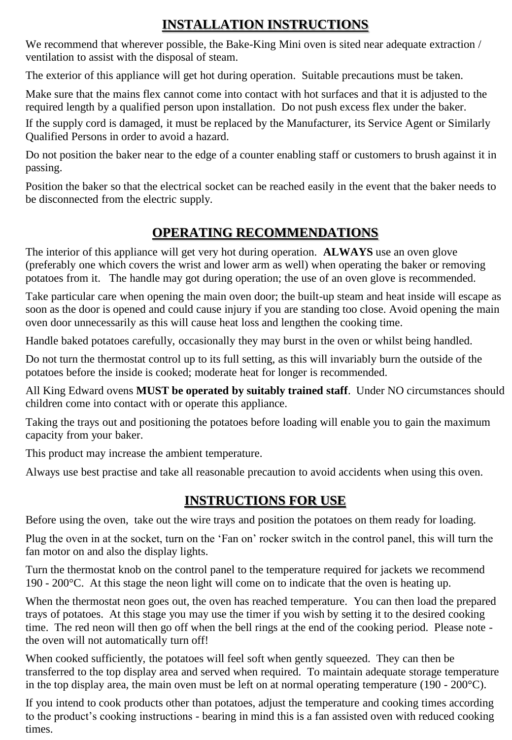## INSTALLATION INSTRUCTIONS

We recommend that wherever possible, the Bake-King Mini oven is sited near adequate extraction / ventilation to assist with the disposal of steam.

The exterior of this appliance will get hot during operation. Suitable precautions must be taken.

Make sure that the mains flex cannot come into contact with hot surfaces and that it is adjusted to the required length by a qualified person upon installation. Do not push excess flex under the baker.

If the supply cord is damaged, it must be replaced by the Manufacturer, its Service Agent or Similarly Qualified Persons in order to avoid a hazard.

Do not position the baker near to the edge of a counter enabling staff or customers to brush against it in passing.

Position the baker so that the electrical socket can be reached easily in the event that the baker needs to be disconnected from the electric supply.

## OPERATING RECOMMENDATIONS

The interior of this appliance will get very hot during operation. **ALWAYS** use an oven glove (preferably one which covers the wrist and lower arm as well) when operating the baker or removing potatoes from it. The handle may got during operation; the use of an oven glove is recommended.

Take particular care when opening the main oven door; the built-up steam and heat inside will escape as soon as the door is opened and could cause injury if you are standing too close. Avoid opening the main oven door unnecessarily as this will cause heat loss and lengthen the cooking time.

Handle baked potatoes carefully, occasionally they may burst in the oven or whilst being handled.

Do not turn the thermostat control up to its full setting, as this will invariably burn the outside of the potatoes before the inside is cooked; moderate heat for longer is recommended.

All King Edward ovens **MUST be operated by suitably trained staff**. Under NO circumstances should children come into contact with or operate this appliance.

Taking the trays out and positioning the potatoes before loading will enable you to gain the maximum capacity from your baker.

This product may increase the ambient temperature.

Always use best practise and take all reasonable precaution to avoid accidents when using this oven.

## INSTRUCTIONS FOR USE

Before using the oven, take out the wire trays and position the potatoes on them ready for loading.

Plug the oven in at the socket, turn on the 'Fan on' rocker switch in the control panel, this will turn the fan motor on and also the display lights.

Turn the thermostat knob on the control panel to the temperature required for jackets we recommend 190 - 200°C. At this stage the neon light will come on to indicate that the oven is heating up.

When the thermostat neon goes out, the oven has reached temperature. You can then load the prepared trays of potatoes. At this stage you may use the timer if you wish by setting it to the desired cooking time. The red neon will then go off when the bell rings at the end of the cooking period. Please note - the oven will not automatically turn off!

When cooked sufficiently, the potatoes will feel soft when gently squeezed. They can then be transferred to the top display area and served when required. To maintain adequate storage temperature in the top display area, the main oven must be left on at normal operating temperature (190 - 200°C).

If you intend to cook products other than potatoes, adjust the temperature and cooking times according to the product's cooking instructions - bearing in mind this is a fan assisted oven with reduced cooking times.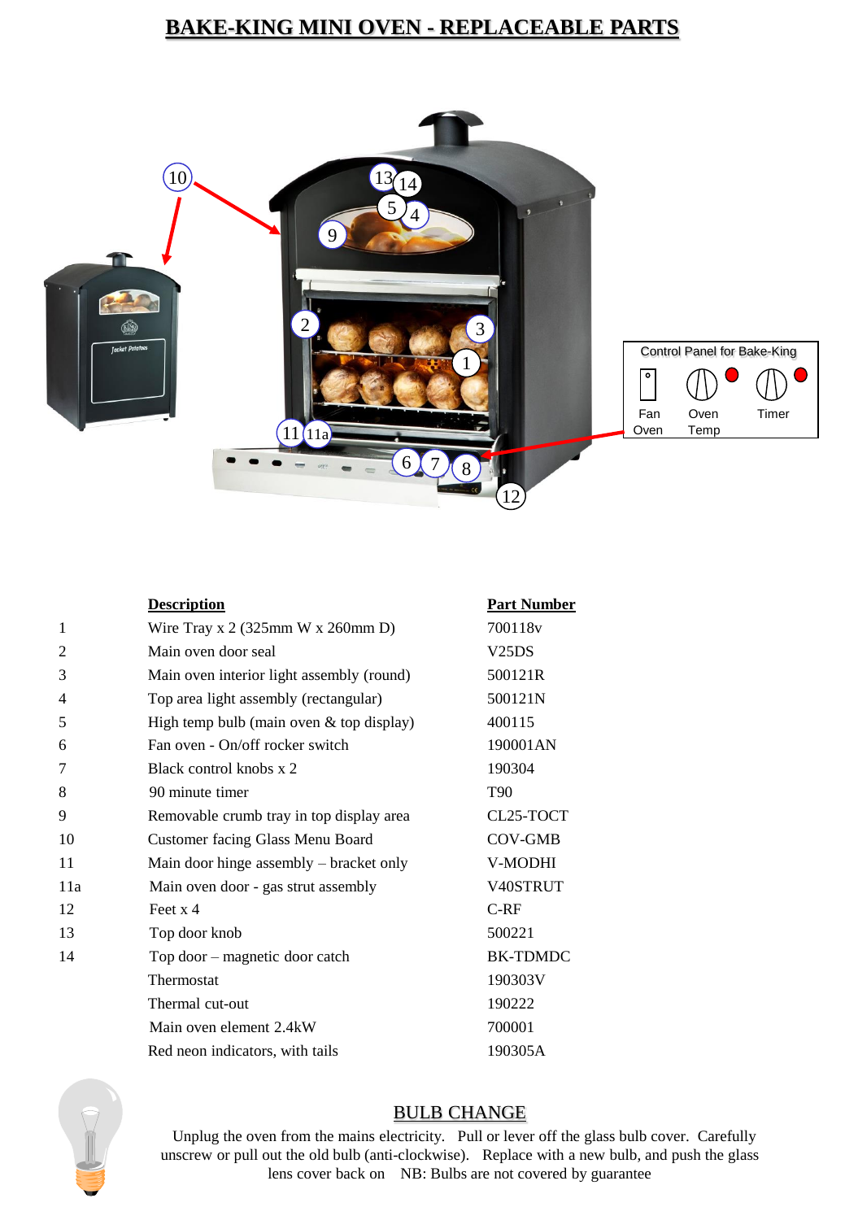# BAKE-KING MINI OVEN - REPLACEABLE PARTS

Control Panel for Bake-King

Fan Oven | Oven Temp | Timer

| | Description | Part Number |
|---|---|---|
| 1 | Wire Tray x 2 (325mm W x 260mm D) | 700118v |
| 2 | Main oven door seal | V25DS |
| 3 | Main oven interior light assembly (round) | 500121R |
| 4 | Top area light assembly (rectangular) | 500121N |
| 5 | High temp bulb (main oven & top display) | 400115 |
| 6 | Fan oven - On/off rocker switch | 190001AN |
| 7 | Black control knobs x 2 | 190304 |
| 8 | 90 minute timer | T90 |
| 9 | Removable crumb tray in top display area | CL25-TOCT |
| 10 | Customer facing Glass Menu Board | COV-GMB |
| 11 | Main door hinge assembly – bracket only | V-MODHI |
| 11a | Main oven door - gas strut assembly | V40STRUT |
| 12 | Feet x 4 | C-RF |
| 13 | Top door knob | 500221 |
| 14 | Top door – magnetic door catch | BK-TDMDC |
| | Thermostat | 190303V |
| | Thermal cut-out | 190222 |
| | Main oven element 2.4kW | 700001 |
| | Red neon indicators, with tails | 190305A |

## BULB CHANGE

Unplug the oven from the mains electricity. Pull or lever off the glass bulb cover. Carefully unscrew or pull out the old bulb (anti-clockwise). Replace with a new bulb, and push the glass lens cover back on NB: Bulbs are not covered by guarantee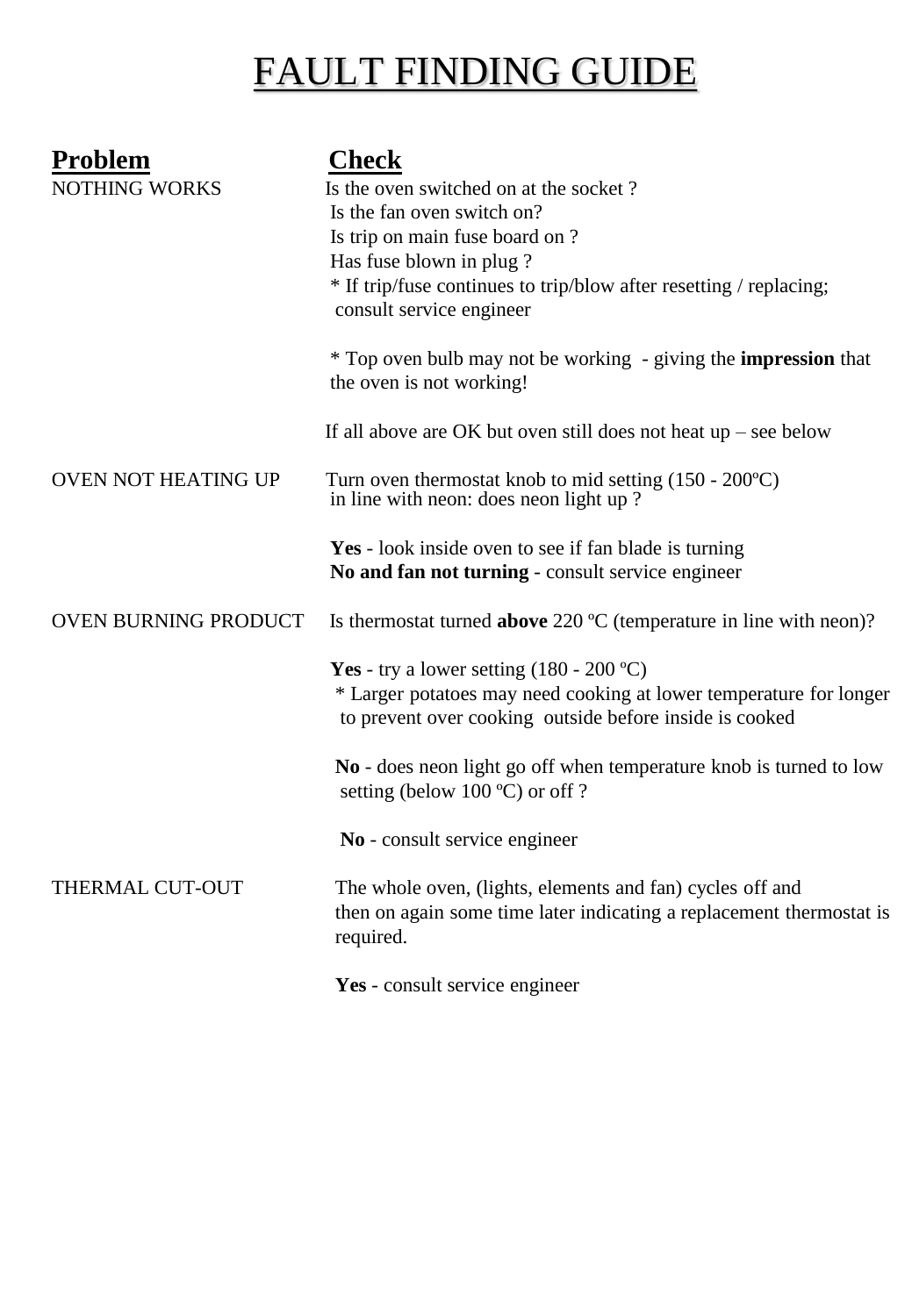# FAULT FINDING GUIDE

| **Problem** | **Check** |
|---|---|
| NOTHING WORKS | Is the oven switched on at the socket ?<br>Is the fan oven switch on?<br>Is trip on main fuse board on ?<br>Has fuse blown in plug ?<br>* If trip/fuse continues to trip/blow after resetting / replacing; consult service engineer<br><br>* Top oven bulb may not be working - giving the **impression** that the oven is not working!<br><br>If all above are OK but oven still does not heat up – see below |
| OVEN NOT HEATING UP | Turn oven thermostat knob to mid setting (150 - 200ºC) in line with neon: does neon light up ?<br><br>**Yes** - look inside oven to see if fan blade is turning<br>**No and fan not turning** - consult service engineer |
| OVEN BURNING PRODUCT | Is thermostat turned **above** 220 ºC (temperature in line with neon)?<br><br>**Yes** - try a lower setting (180 - 200 ºC)<br>* Larger potatoes may need cooking at lower temperature for longer to prevent over cooking outside before inside is cooked<br><br>**No** - does neon light go off when temperature knob is turned to low setting (below 100 ºC) or off ?<br><br>**No** - consult service engineer |
| THERMAL CUT-OUT | The whole oven, (lights, elements and fan) cycles off and then on again some time later indicating a replacement thermostat is required.<br><br>**Yes** - consult service engineer |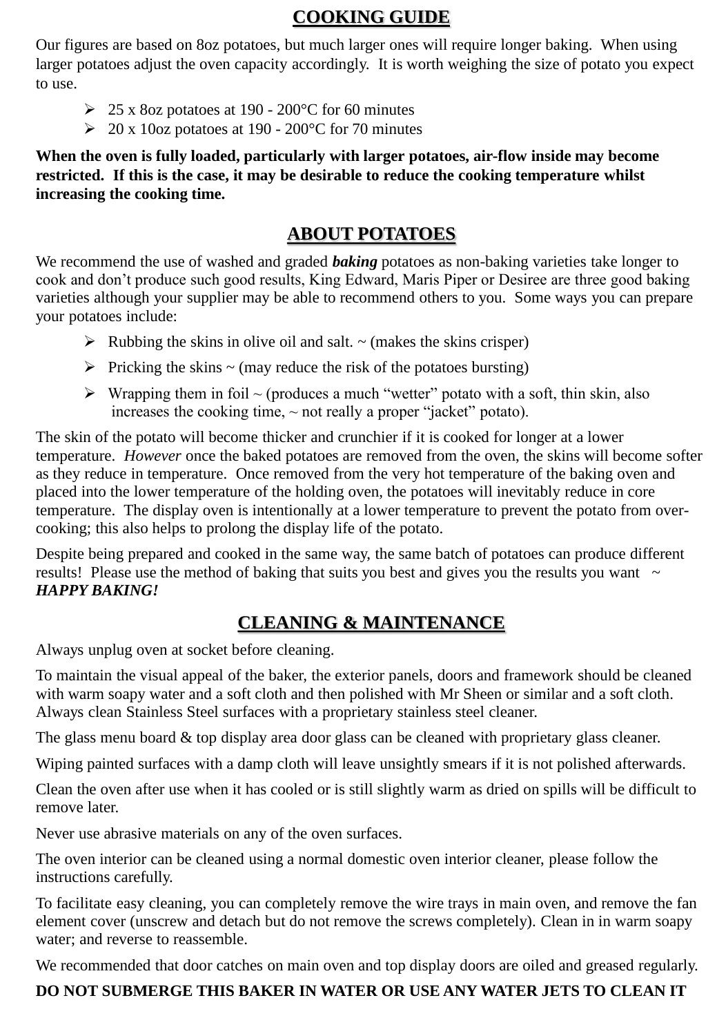## COOKING GUIDE

Our figures are based on 8oz potatoes, but much larger ones will require longer baking. When using larger potatoes adjust the oven capacity accordingly. It is worth weighing the size of potato you expect to use.

- 25 x 8oz potatoes at 190 - 200°C for 60 minutes
- 20 x 10oz potatoes at 190 - 200°C for 70 minutes

**When the oven is fully loaded, particularly with larger potatoes, air-flow inside may become restricted. If this is the case, it may be desirable to reduce the cooking temperature whilst increasing the cooking time.**

## ABOUT POTATOES

We recommend the use of washed and graded ***baking*** potatoes as non-baking varieties take longer to cook and don't produce such good results, King Edward, Maris Piper or Desiree are three good baking varieties although your supplier may be able to recommend others to you. Some ways you can prepare your potatoes include:

- Rubbing the skins in olive oil and salt. ~ (makes the skins crisper)
- Pricking the skins ~ (may reduce the risk of the potatoes bursting)
- Wrapping them in foil ~ (produces a much "wetter" potato with a soft, thin skin, also increases the cooking time, ~ not really a proper "jacket" potato).

The skin of the potato will become thicker and crunchier if it is cooked for longer at a lower temperature. *However* once the baked potatoes are removed from the oven, the skins will become softer as they reduce in temperature. Once removed from the very hot temperature of the baking oven and placed into the lower temperature of the holding oven, the potatoes will inevitably reduce in core temperature. The display oven is intentionally at a lower temperature to prevent the potato from over-cooking; this also helps to prolong the display life of the potato.

Despite being prepared and cooked in the same way, the same batch of potatoes can produce different results! Please use the method of baking that suits you best and gives you the results you want ~ ***HAPPY BAKING!***

## CLEANING & MAINTENANCE

Always unplug oven at socket before cleaning.

To maintain the visual appeal of the baker, the exterior panels, doors and framework should be cleaned with warm soapy water and a soft cloth and then polished with Mr Sheen or similar and a soft cloth. Always clean Stainless Steel surfaces with a proprietary stainless steel cleaner.

The glass menu board & top display area door glass can be cleaned with proprietary glass cleaner.

Wiping painted surfaces with a damp cloth will leave unsightly smears if it is not polished afterwards.

Clean the oven after use when it has cooled or is still slightly warm as dried on spills will be difficult to remove later.

Never use abrasive materials on any of the oven surfaces.

The oven interior can be cleaned using a normal domestic oven interior cleaner, please follow the instructions carefully.

To facilitate easy cleaning, you can completely remove the wire trays in main oven, and remove the fan element cover (unscrew and detach but do not remove the screws completely). Clean in in warm soapy water; and reverse to reassemble.

We recommended that door catches on main oven and top display doors are oiled and greased regularly.

**DO NOT SUBMERGE THIS BAKER IN WATER OR USE ANY WATER JETS TO CLEAN IT**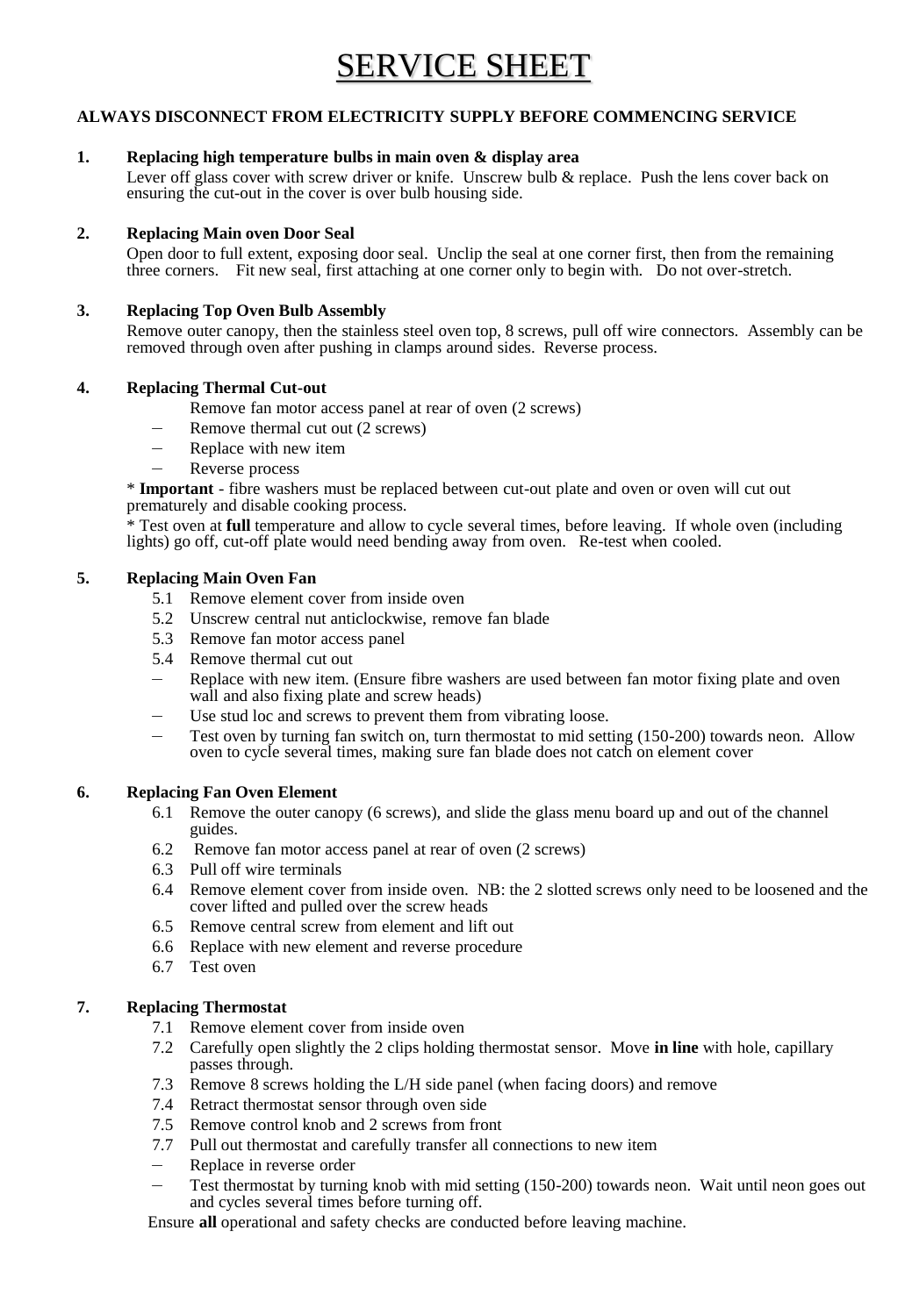# SERVICE SHEET

**ALWAYS DISCONNECT FROM ELECTRICITY SUPPLY BEFORE COMMENCING SERVICE**

**1. Replacing high temperature bulbs in main oven & display area**

Lever off glass cover with screw driver or knife. Unscrew bulb & replace. Push the lens cover back on ensuring the cut-out in the cover is over bulb housing side.

**2. Replacing Main oven Door Seal**

Open door to full extent, exposing door seal. Unclip the seal at one corner first, then from the remaining three corners. Fit new seal, first attaching at one corner only to begin with. Do not over-stretch.

**3. Replacing Top Oven Bulb Assembly**

Remove outer canopy, then the stainless steel oven top, 8 screws, pull off wire connectors. Assembly can be removed through oven after pushing in clamps around sides. Reverse process.

**4. Replacing Thermal Cut-out**

Remove fan motor access panel at rear of oven (2 screws)
- Remove thermal cut out (2 screws)
- Replace with new item
- Reverse process

* **Important** - fibre washers must be replaced between cut-out plate and oven or oven will cut out prematurely and disable cooking process.

* Test oven at **full** temperature and allow to cycle several times, before leaving. If whole oven (including lights) go off, cut-off plate would need bending away from oven. Re-test when cooled.

**5. Replacing Main Oven Fan**

5.1 Remove element cover from inside oven
5.2 Unscrew central nut anticlockwise, remove fan blade
5.3 Remove fan motor access panel
5.4 Remove thermal cut out
- Replace with new item. (Ensure fibre washers are used between fan motor fixing plate and oven wall and also fixing plate and screw heads)
- Use stud loc and screws to prevent them from vibrating loose.
- Test oven by turning fan switch on, turn thermostat to mid setting (150-200) towards neon. Allow oven to cycle several times, making sure fan blade does not catch on element cover

**6. Replacing Fan Oven Element**

6.1 Remove the outer canopy (6 screws), and slide the glass menu board up and out of the channel guides.
6.2 Remove fan motor access panel at rear of oven (2 screws)
6.3 Pull off wire terminals
6.4 Remove element cover from inside oven. NB: the 2 slotted screws only need to be loosened and the cover lifted and pulled over the screw heads
6.5 Remove central screw from element and lift out
6.6 Replace with new element and reverse procedure
6.7 Test oven

**7. Replacing Thermostat**

7.1 Remove element cover from inside oven
7.2 Carefully open slightly the 2 clips holding thermostat sensor. Move **in line** with hole, capillary passes through.
7.3 Remove 8 screws holding the L/H side panel (when facing doors) and remove
7.4 Retract thermostat sensor through oven side
7.5 Remove control knob and 2 screws from front
7.7 Pull out thermostat and carefully transfer all connections to new item
- Replace in reverse order
- Test thermostat by turning knob with mid setting (150-200) towards neon. Wait until neon goes out and cycles several times before turning off.

Ensure **all** operational and safety checks are conducted before leaving machine.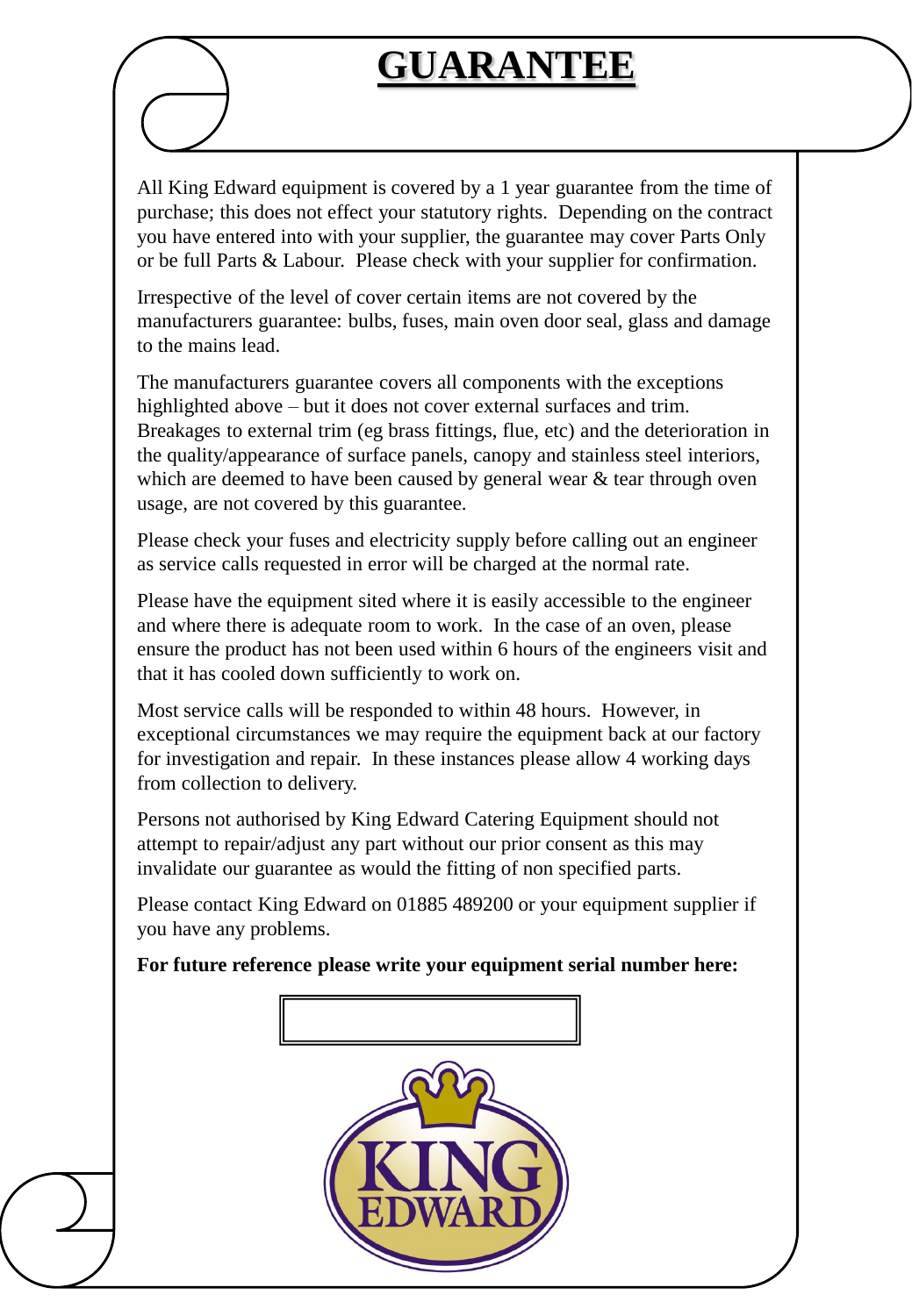# GUARANTEE

All King Edward equipment is covered by a 1 year guarantee from the time of purchase; this does not effect your statutory rights. Depending on the contract you have entered into with your supplier, the guarantee may cover Parts Only or be full Parts & Labour. Please check with your supplier for confirmation.

Irrespective of the level of cover certain items are not covered by the manufacturers guarantee: bulbs, fuses, main oven door seal, glass and damage to the mains lead.

The manufacturers guarantee covers all components with the exceptions highlighted above – but it does not cover external surfaces and trim. Breakages to external trim (eg brass fittings, flue, etc) and the deterioration in the quality/appearance of surface panels, canopy and stainless steel interiors, which are deemed to have been caused by general wear & tear through oven usage, are not covered by this guarantee.

Please check your fuses and electricity supply before calling out an engineer as service calls requested in error will be charged at the normal rate.

Please have the equipment sited where it is easily accessible to the engineer and where there is adequate room to work. In the case of an oven, please ensure the product has not been used within 6 hours of the engineers visit and that it has cooled down sufficiently to work on.

Most service calls will be responded to within 48 hours. However, in exceptional circumstances we may require the equipment back at our factory for investigation and repair. In these instances please allow 4 working days from collection to delivery.

Persons not authorised by King Edward Catering Equipment should not attempt to repair/adjust any part without our prior consent as this may invalidate our guarantee as would the fitting of non specified parts.

Please contact King Edward on 01885 489200 or your equipment supplier if you have any problems.

**For future reference please write your equipment serial number here:**

KING EDWARD